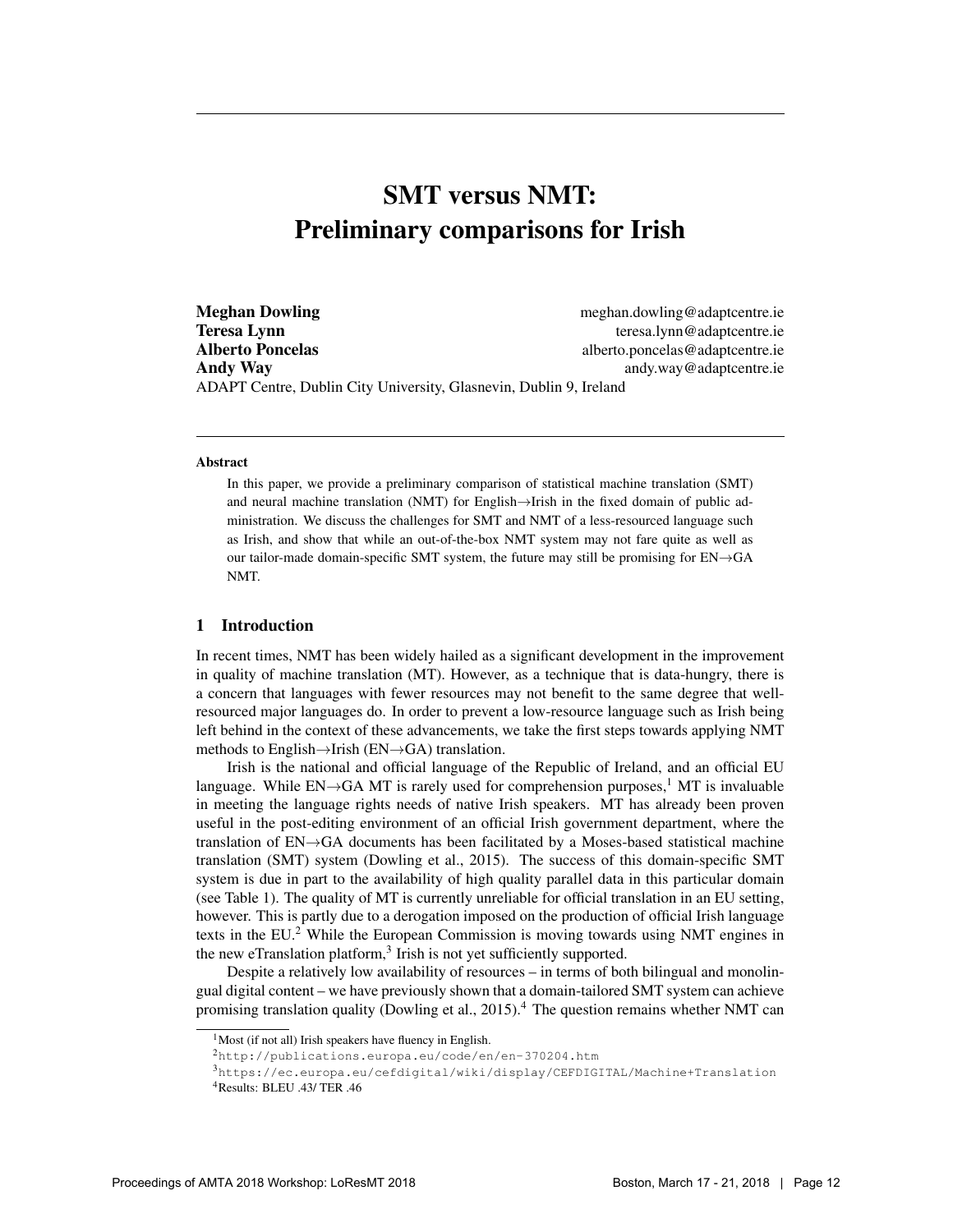# SMT versus NMT: Preliminary comparisons for Irish

**Meghan Dowling** meghan.dowling@adaptcentre.ie
**Teresa Lynn** teresa.lynn@adaptcentre.ie
**Alberto Poncelas** alberto.poncelas@adaptcentre.ie
**Andy Way** andy.way@adaptcentre.ie
ADAPT Centre, Dublin City University, Glasnevin, Dublin 9, Ireland

### Abstract

In this paper, we provide a preliminary comparison of statistical machine translation (SMT) and neural machine translation (NMT) for English→Irish in the fixed domain of public administration. We discuss the challenges for SMT and NMT of a less-resourced language such as Irish, and show that while an out-of-the-box NMT system may not fare quite as well as our tailor-made domain-specific SMT system, the future may still be promising for EN→GA NMT.

## 1 Introduction

In recent times, NMT has been widely hailed as a significant development in the improvement in quality of machine translation (MT). However, as a technique that is data-hungry, there is a concern that languages with fewer resources may not benefit to the same degree that well-resourced major languages do. In order to prevent a low-resource language such as Irish being left behind in the context of these advancements, we take the first steps towards applying NMT methods to English→Irish (EN→GA) translation.

Irish is the national and official language of the Republic of Ireland, and an official EU language. While EN→GA MT is rarely used for comprehension purposes,[1] MT is invaluable in meeting the language rights needs of native Irish speakers. MT has already been proven useful in the post-editing environment of an official Irish government department, where the translation of EN→GA documents has been facilitated by a Moses-based statistical machine translation (SMT) system (Dowling et al., 2015). The success of this domain-specific SMT system is due in part to the availability of high quality parallel data in this particular domain (see Table 1). The quality of MT is currently unreliable for official translation in an EU setting, however. This is partly due to a derogation imposed on the production of official Irish language texts in the EU.[2] While the European Commission is moving towards using NMT engines in the new eTranslation platform,[3] Irish is not yet sufficiently supported.

Despite a relatively low availability of resources – in terms of both bilingual and monolingual digital content – we have previously shown that a domain-tailored SMT system can achieve promising translation quality (Dowling et al., 2015).[4] The question remains whether NMT can

[1] Most (if not all) Irish speakers have fluency in English.

[2] http://publications.europa.eu/code/en/en-370204.htm

[3] https://ec.europa.eu/cefdigital/wiki/display/CEFDIGITAL/Machine+Translation

[4] Results: BLEU .43/ TER .46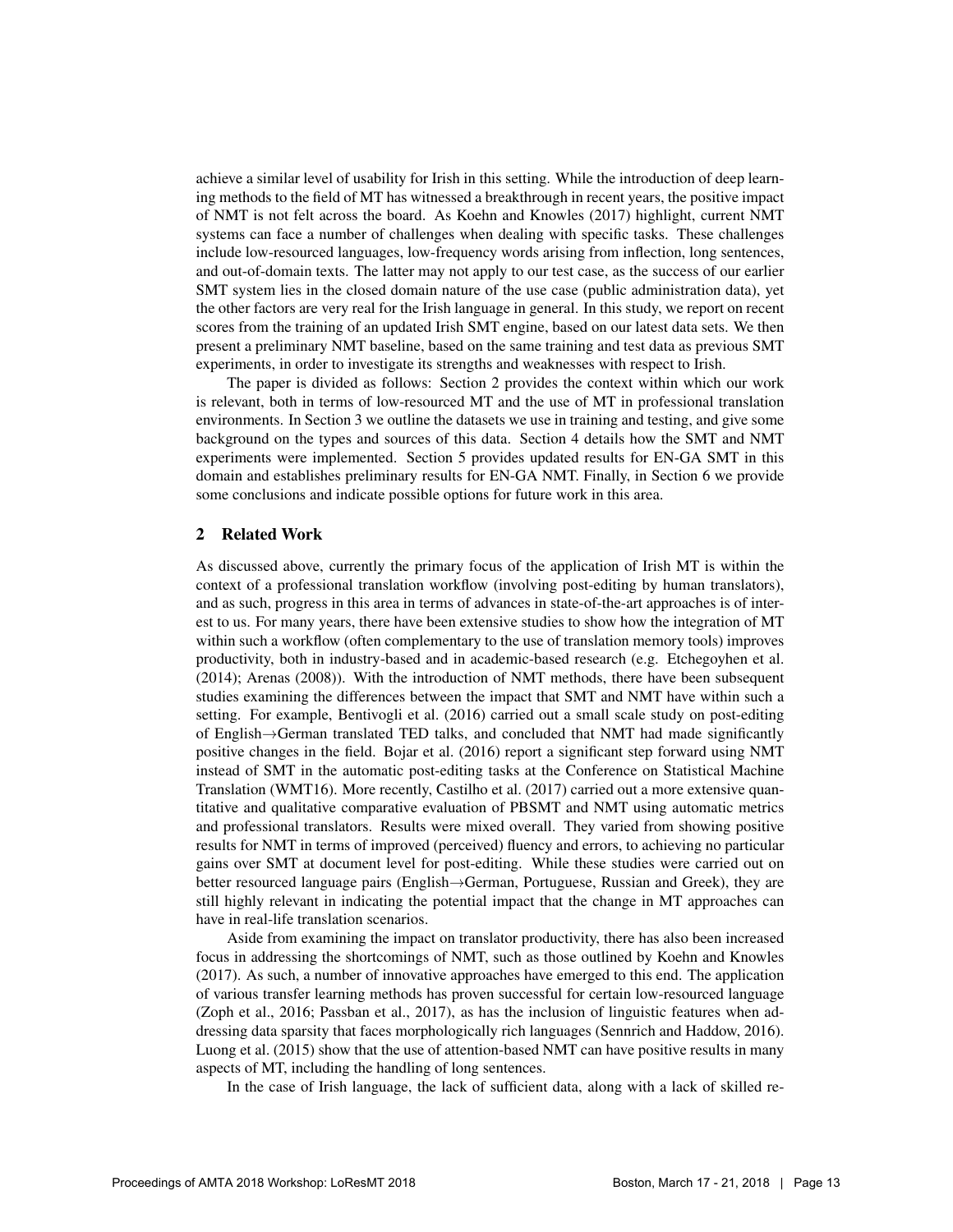achieve a similar level of usability for Irish in this setting. While the introduction of deep learning methods to the field of MT has witnessed a breakthrough in recent years, the positive impact of NMT is not felt across the board. As Koehn and Knowles (2017) highlight, current NMT systems can face a number of challenges when dealing with specific tasks. These challenges include low-resourced languages, low-frequency words arising from inflection, long sentences, and out-of-domain texts. The latter may not apply to our test case, as the success of our earlier SMT system lies in the closed domain nature of the use case (public administration data), yet the other factors are very real for the Irish language in general. In this study, we report on recent scores from the training of an updated Irish SMT engine, based on our latest data sets. We then present a preliminary NMT baseline, based on the same training and test data as previous SMT experiments, in order to investigate its strengths and weaknesses with respect to Irish.

The paper is divided as follows: Section 2 provides the context within which our work is relevant, both in terms of low-resourced MT and the use of MT in professional translation environments. In Section 3 we outline the datasets we use in training and testing, and give some background on the types and sources of this data. Section 4 details how the SMT and NMT experiments were implemented. Section 5 provides updated results for EN-GA SMT in this domain and establishes preliminary results for EN-GA NMT. Finally, in Section 6 we provide some conclusions and indicate possible options for future work in this area.

## 2 Related Work

As discussed above, currently the primary focus of the application of Irish MT is within the context of a professional translation workflow (involving post-editing by human translators), and as such, progress in this area in terms of advances in state-of-the-art approaches is of interest to us. For many years, there have been extensive studies to show how the integration of MT within such a workflow (often complementary to the use of translation memory tools) improves productivity, both in industry-based and in academic-based research (e.g. Etchegoyhen et al. (2014); Arenas (2008)). With the introduction of NMT methods, there have been subsequent studies examining the differences between the impact that SMT and NMT have within such a setting. For example, Bentivogli et al. (2016) carried out a small scale study on post-editing of English→German translated TED talks, and concluded that NMT had made significantly positive changes in the field. Bojar et al. (2016) report a significant step forward using NMT instead of SMT in the automatic post-editing tasks at the Conference on Statistical Machine Translation (WMT16). More recently, Castilho et al. (2017) carried out a more extensive quantitative and qualitative comparative evaluation of PBSMT and NMT using automatic metrics and professional translators. Results were mixed overall. They varied from showing positive results for NMT in terms of improved (perceived) fluency and errors, to achieving no particular gains over SMT at document level for post-editing. While these studies were carried out on better resourced language pairs (English→German, Portuguese, Russian and Greek), they are still highly relevant in indicating the potential impact that the change in MT approaches can have in real-life translation scenarios.

Aside from examining the impact on translator productivity, there has also been increased focus in addressing the shortcomings of NMT, such as those outlined by Koehn and Knowles (2017). As such, a number of innovative approaches have emerged to this end. The application of various transfer learning methods has proven successful for certain low-resourced language (Zoph et al., 2016; Passban et al., 2017), as has the inclusion of linguistic features when addressing data sparsity that faces morphologically rich languages (Sennrich and Haddow, 2016). Luong et al. (2015) show that the use of attention-based NMT can have positive results in many aspects of MT, including the handling of long sentences.

In the case of Irish language, the lack of sufficient data, along with a lack of skilled re-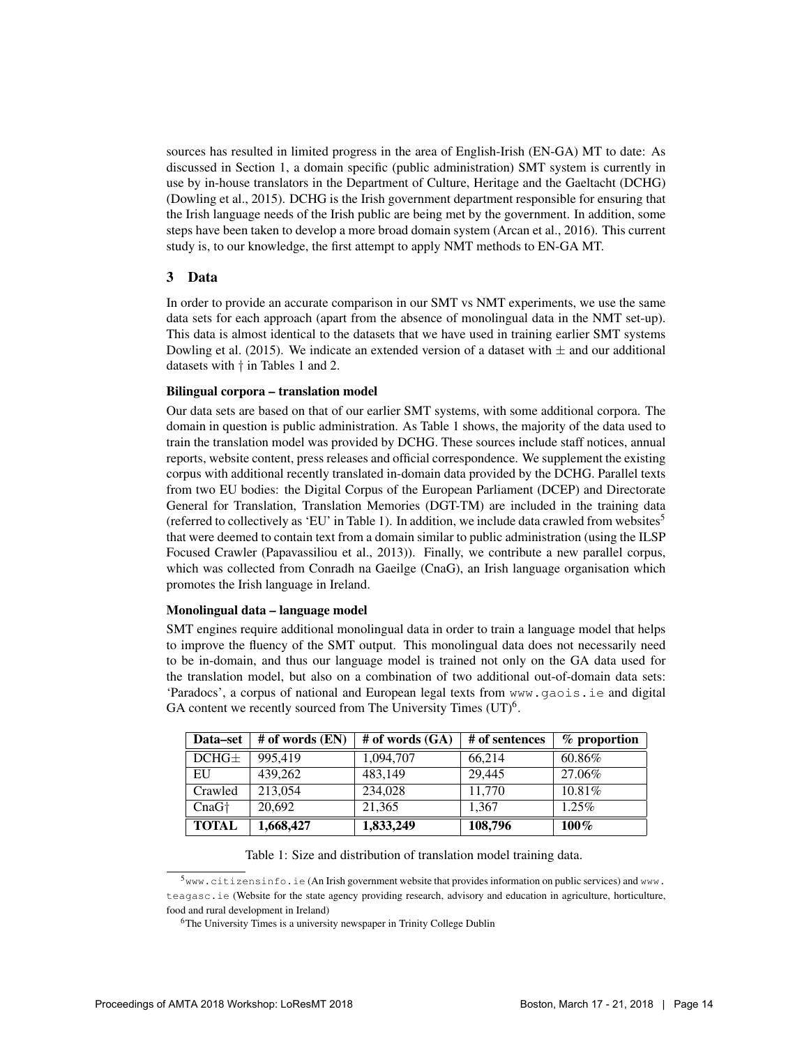sources has resulted in limited progress in the area of English-Irish (EN-GA) MT to date: As discussed in Section 1, a domain specific (public administration) SMT system is currently in use by in-house translators in the Department of Culture, Heritage and the Gaeltacht (DCHG) (Dowling et al., 2015). DCHG is the Irish government department responsible for ensuring that the Irish language needs of the Irish public are being met by the government. In addition, some steps have been taken to develop a more broad domain system (Arcan et al., 2016). This current study is, to our knowledge, the first attempt to apply NMT methods to EN-GA MT.

## 3 Data

In order to provide an accurate comparison in our SMT vs NMT experiments, we use the same data sets for each approach (apart from the absence of monolingual data in the NMT set-up). This data is almost identical to the datasets that we have used in training earlier SMT systems Dowling et al. (2015). We indicate an extended version of a dataset with ± and our additional datasets with † in Tables 1 and 2.

**Bilingual corpora – translation model**

Our data sets are based on that of our earlier SMT systems, with some additional corpora. The domain in question is public administration. As Table 1 shows, the majority of the data used to train the translation model was provided by DCHG. These sources include staff notices, annual reports, website content, press releases and official correspondence. We supplement the existing corpus with additional recently translated in-domain data provided by the DCHG. Parallel texts from two EU bodies: the Digital Corpus of the European Parliament (DCEP) and Directorate General for Translation, Translation Memories (DGT-TM) are included in the training data (referred to collectively as 'EU' in Table 1). In addition, we include data crawled from websites[5] that were deemed to contain text from a domain similar to public administration (using the ILSP Focused Crawler (Papavassiliou et al., 2013)). Finally, we contribute a new parallel corpus, which was collected from Conradh na Gaeilge (CnaG), an Irish language organisation which promotes the Irish language in Ireland.

**Monolingual data – language model**

SMT engines require additional monolingual data in order to train a language model that helps to improve the fluency of the SMT output. This monolingual data does not necessarily need to be in-domain, and thus our language model is trained not only on the GA data used for the translation model, but also on a combination of two additional out-of-domain data sets: 'Paradocs', a corpus of national and European legal texts from `www.gaois.ie` and digital GA content we recently sourced from The University Times (UT)[6].

| Data–set | # of words (EN) | # of words (GA) | # of sentences | % proportion |
|---|---|---|---|---|
| DCHG± | 995,419 | 1,094,707 | 66,214 | 60.86% |
| EU | 439,262 | 483,149 | 29,445 | 27.06% |
| Crawled | 213,054 | 234,028 | 11,770 | 10.81% |
| CnaG† | 20,692 | 21,365 | 1,367 | 1.25% |
| **TOTAL** | **1,668,427** | **1,833,249** | **108,796** | **100%** |

Table 1: Size and distribution of translation model training data.

[5] `www.citizensinfo.ie` (An Irish government website that provides information on public services) and `www.teagasc.ie` (Website for the state agency providing research, advisory and education in agriculture, horticulture, food and rural development in Ireland)

[6] The University Times is a university newspaper in Trinity College Dublin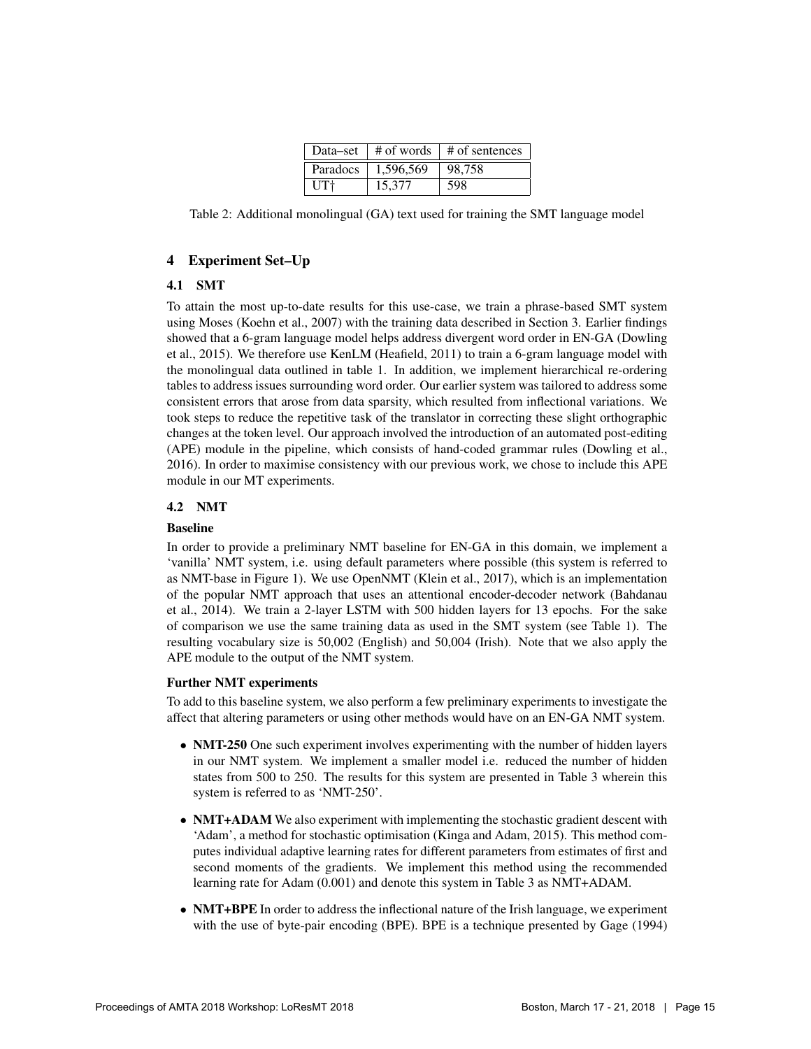| Data–set | # of words | # of sentences |
| --- | --- | --- |
| Paradocs | 1,596,569 | 98,758 |
| UT† | 15,377 | 598 |

Table 2: Additional monolingual (GA) text used for training the SMT language model

## 4 Experiment Set–Up

### 4.1 SMT

To attain the most up-to-date results for this use-case, we train a phrase-based SMT system using Moses (Koehn et al., 2007) with the training data described in Section 3. Earlier findings showed that a 6-gram language model helps address divergent word order in EN-GA (Dowling et al., 2015). We therefore use KenLM (Heafield, 2011) to train a 6-gram language model with the monolingual data outlined in table 1. In addition, we implement hierarchical re-ordering tables to address issues surrounding word order. Our earlier system was tailored to address some consistent errors that arose from data sparsity, which resulted from inflectional variations. We took steps to reduce the repetitive task of the translator in correcting these slight orthographic changes at the token level. Our approach involved the introduction of an automated post-editing (APE) module in the pipeline, which consists of hand-coded grammar rules (Dowling et al., 2016). In order to maximise consistency with our previous work, we chose to include this APE module in our MT experiments.

### 4.2 NMT

**Baseline**

In order to provide a preliminary NMT baseline for EN-GA in this domain, we implement a 'vanilla' NMT system, i.e. using default parameters where possible (this system is referred to as NMT-base in Figure 1). We use OpenNMT (Klein et al., 2017), which is an implementation of the popular NMT approach that uses an attentional encoder-decoder network (Bahdanau et al., 2014). We train a 2-layer LSTM with 500 hidden layers for 13 epochs. For the sake of comparison we use the same training data as used in the SMT system (see Table 1). The resulting vocabulary size is 50,002 (English) and 50,004 (Irish). Note that we also apply the APE module to the output of the NMT system.

**Further NMT experiments**

To add to this baseline system, we also perform a few preliminary experiments to investigate the affect that altering parameters or using other methods would have on an EN-GA NMT system.

- **NMT-250** One such experiment involves experimenting with the number of hidden layers in our NMT system. We implement a smaller model i.e. reduced the number of hidden states from 500 to 250. The results for this system are presented in Table 3 wherein this system is referred to as 'NMT-250'.
- **NMT+ADAM** We also experiment with implementing the stochastic gradient descent with 'Adam', a method for stochastic optimisation (Kinga and Adam, 2015). This method computes individual adaptive learning rates for different parameters from estimates of first and second moments of the gradients. We implement this method using the recommended learning rate for Adam (0.001) and denote this system in Table 3 as NMT+ADAM.
- **NMT+BPE** In order to address the inflectional nature of the Irish language, we experiment with the use of byte-pair encoding (BPE). BPE is a technique presented by Gage (1994)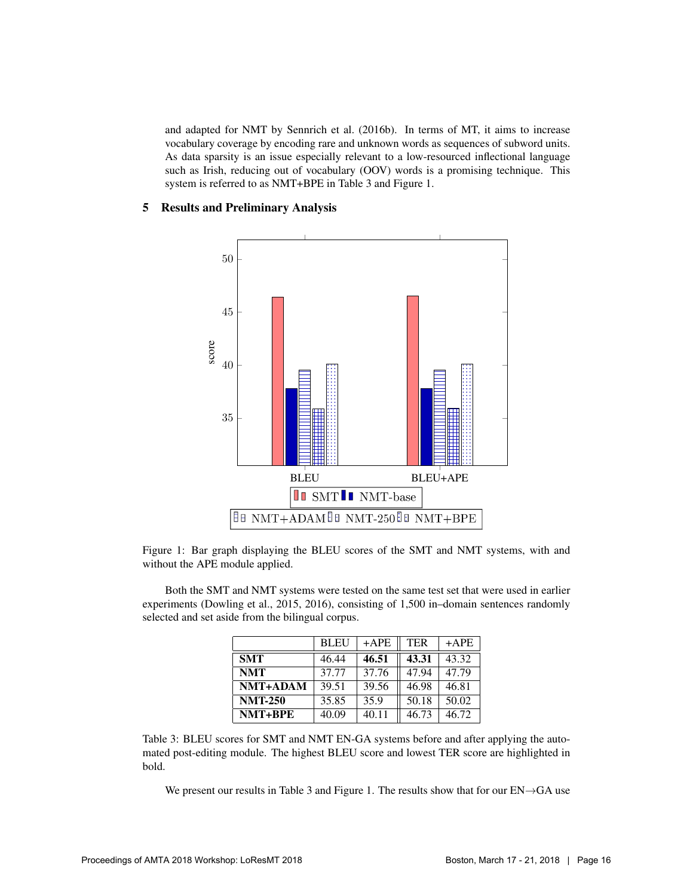and adapted for NMT by Sennrich et al. (2016b). In terms of MT, it aims to increase vocabulary coverage by encoding rare and unknown words as sequences of subword units. As data sparsity is an issue especially relevant to a low-resourced inflectional language such as Irish, reducing out of vocabulary (OOV) words is a promising technique. This system is referred to as NMT+BPE in Table 3 and Figure 1.

## 5 Results and Preliminary Analysis

Figure 1: Bar graph displaying the BLEU scores of the SMT and NMT systems, with and without the APE module applied.

Both the SMT and NMT systems were tested on the same test set that were used in earlier experiments (Dowling et al., 2015, 2016), consisting of 1,500 in–domain sentences randomly selected and set aside from the bilingual corpus.

| | BLEU | +APE | TER | +APE |
|---|---|---|---|---|
| **SMT** | 46.44 | **46.51** | **43.31** | 43.32 |
| **NMT** | 37.77 | 37.76 | 47.94 | 47.79 |
| **NMT+ADAM** | 39.51 | 39.56 | 46.98 | 46.81 |
| **NMT-250** | 35.85 | 35.9 | 50.18 | 50.02 |
| **NMT+BPE** | 40.09 | 40.11 | 46.73 | 46.72 |

Table 3: BLEU scores for SMT and NMT EN-GA systems before and after applying the automated post-editing module. The highest BLEU score and lowest TER score are highlighted in bold.

We present our results in Table 3 and Figure 1. The results show that for our EN→GA use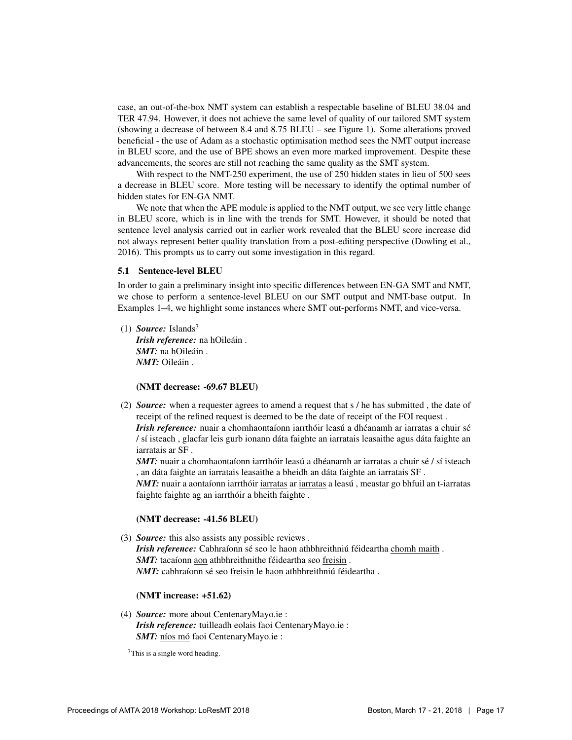case, an out-of-the-box NMT system can establish a respectable baseline of BLEU 38.04 and TER 47.94. However, it does not achieve the same level of quality of our tailored SMT system (showing a decrease of between 8.4 and 8.75 BLEU – see Figure 1). Some alterations proved beneficial - the use of Adam as a stochastic optimisation method sees the NMT output increase in BLEU score, and the use of BPE shows an even more marked improvement. Despite these advancements, the scores are still not reaching the same quality as the SMT system.

With respect to the NMT-250 experiment, the use of 250 hidden states in lieu of 500 sees a decrease in BLEU score. More testing will be necessary to identify the optimal number of hidden states for EN-GA NMT.

We note that when the APE module is applied to the NMT output, we see very little change in BLEU score, which is in line with the trends for SMT. However, it should be noted that sentence level analysis carried out in earlier work revealed that the BLEU score increase did not always represent better quality translation from a post-editing perspective (Dowling et al., 2016). This prompts us to carry out some investigation in this regard.

### 5.1 Sentence-level BLEU

In order to gain a preliminary insight into specific differences between EN-GA SMT and NMT, we chose to perform a sentence-level BLEU on our SMT output and NMT-base output. In Examples 1–4, we highlight some instances where SMT out-performs NMT, and vice-versa.

(1) ***Source:*** Islands[7]
***Irish reference:*** na hOileáin .
***SMT:*** na hOileáin .
***NMT:*** Oileáin .

**(NMT decrease: -69.67 BLEU)**

(2) ***Source:*** when a requester agrees to amend a request that s / he has submitted , the date of receipt of the refined request is deemed to be the date of receipt of the FOI request .
***Irish reference:*** nuair a chomhaontaíonn iarrthóir leasú a dhéanamh ar iarratas a chuir sé / sí isteach , glacfar leis gurb ionann dáta faighte an iarratais leasaithe agus dáta faighte an iarratais ar SF .
***SMT:*** nuair a chomhaontaíonn iarrthóir leasú a dhéanamh ar iarratas a chuir sé / sí isteach , an dáta faighte an iarratais leasaithe a bheidh an dáta faighte an iarratais SF .
***NMT:*** nuair a aontaíonn iarrthóir iarratas ar iarratas a leasú , meastar go bhfuil an t-iarratas faighte faighte ag an iarrthóir a bheith faighte .

**(NMT decrease: -41.56 BLEU)**

(3) ***Source:*** this also assists any possible reviews .
***Irish reference:*** Cabhraíonn sé seo le haon athbhreithniú féideartha chomh maith .
***SMT:*** tacaíonn aon athbhreithnithe féideartha seo freisin .
***NMT:*** cabhraíonn sé seo freisin le haon athbhreithniú féideartha .

**(NMT increase: +51.62)**

(4) ***Source:*** more about CentenaryMayo.ie :
***Irish reference:*** tuilleadh eolais faoi CentenaryMayo.ie :
***SMT:*** níos mó faoi CentenaryMayo.ie :

[7] This is a single word heading.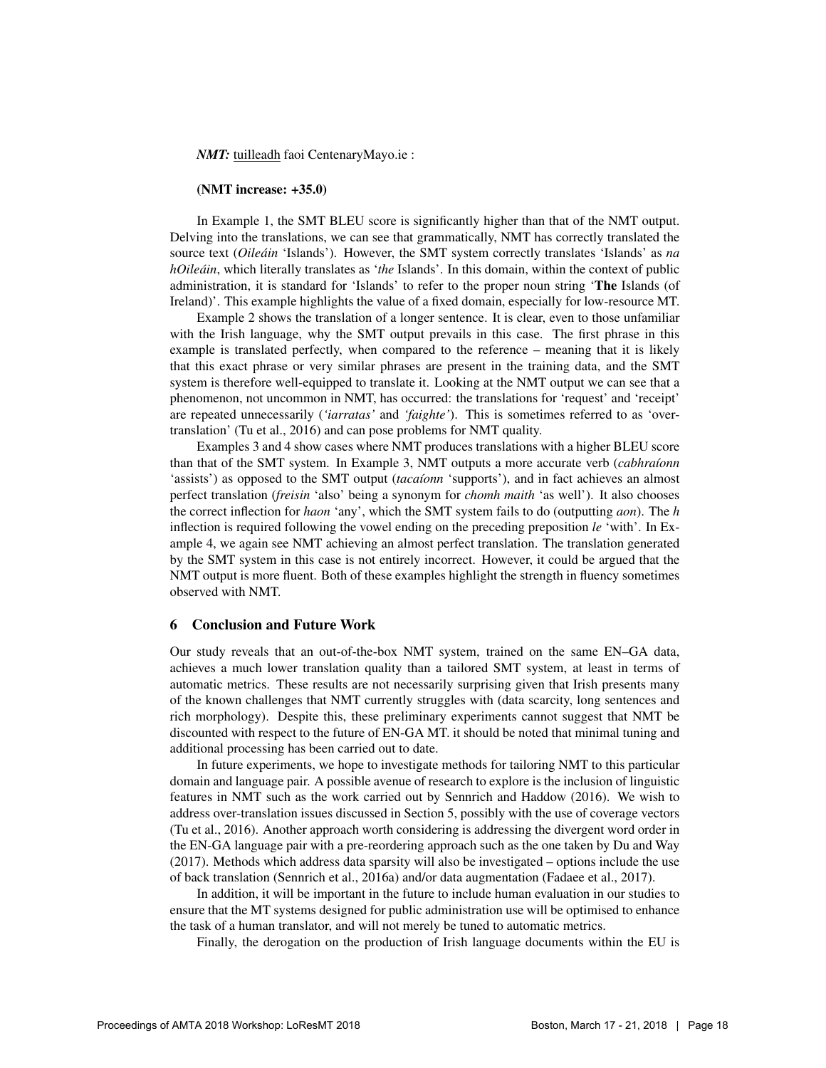*NMT:* <u>tuilleadh</u> faoi CentenaryMayo.ie :

**(NMT increase: +35.0)**

In Example 1, the SMT BLEU score is significantly higher than that of the NMT output. Delving into the translations, we can see that grammatically, NMT has correctly translated the source text (*Oileáin* 'Islands'). However, the SMT system correctly translates 'Islands' as *na hOileáin*, which literally translates as '*the* Islands'. In this domain, within the context of public administration, it is standard for 'Islands' to refer to the proper noun string '**The** Islands (of Ireland)'. This example highlights the value of a fixed domain, especially for low-resource MT.

Example 2 shows the translation of a longer sentence. It is clear, even to those unfamiliar with the Irish language, why the SMT output prevails in this case. The first phrase in this example is translated perfectly, when compared to the reference – meaning that it is likely that this exact phrase or very similar phrases are present in the training data, and the SMT system is therefore well-equipped to translate it. Looking at the NMT output we can see that a phenomenon, not uncommon in NMT, has occurred: the translations for 'request' and 'receipt' are repeated unnecessarily (*'iarratas'* and *'faighte'*). This is sometimes referred to as 'over-translation' (Tu et al., 2016) and can pose problems for NMT quality.

Examples 3 and 4 show cases where NMT produces translations with a higher BLEU score than that of the SMT system. In Example 3, NMT outputs a more accurate verb (*cabhraíonn* 'assists') as opposed to the SMT output (*tacaíonn* 'supports'), and in fact achieves an almost perfect translation (*freisin* 'also' being a synonym for *chomh maith* 'as well'). It also chooses the correct inflection for *haon* 'any', which the SMT system fails to do (outputting *aon*). The *h* inflection is required following the vowel ending on the preceding preposition *le* 'with'. In Example 4, we again see NMT achieving an almost perfect translation. The translation generated by the SMT system in this case is not entirely incorrect. However, it could be argued that the NMT output is more fluent. Both of these examples highlight the strength in fluency sometimes observed with NMT.

## 6 Conclusion and Future Work

Our study reveals that an out-of-the-box NMT system, trained on the same EN–GA data, achieves a much lower translation quality than a tailored SMT system, at least in terms of automatic metrics. These results are not necessarily surprising given that Irish presents many of the known challenges that NMT currently struggles with (data scarcity, long sentences and rich morphology). Despite this, these preliminary experiments cannot suggest that NMT be discounted with respect to the future of EN-GA MT. it should be noted that minimal tuning and additional processing has been carried out to date.

In future experiments, we hope to investigate methods for tailoring NMT to this particular domain and language pair. A possible avenue of research to explore is the inclusion of linguistic features in NMT such as the work carried out by Sennrich and Haddow (2016). We wish to address over-translation issues discussed in Section 5, possibly with the use of coverage vectors (Tu et al., 2016). Another approach worth considering is addressing the divergent word order in the EN-GA language pair with a pre-reordering approach such as the one taken by Du and Way (2017). Methods which address data sparsity will also be investigated – options include the use of back translation (Sennrich et al., 2016a) and/or data augmentation (Fadaee et al., 2017).

In addition, it will be important in the future to include human evaluation in our studies to ensure that the MT systems designed for public administration use will be optimised to enhance the task of a human translator, and will not merely be tuned to automatic metrics.

Finally, the derogation on the production of Irish language documents within the EU is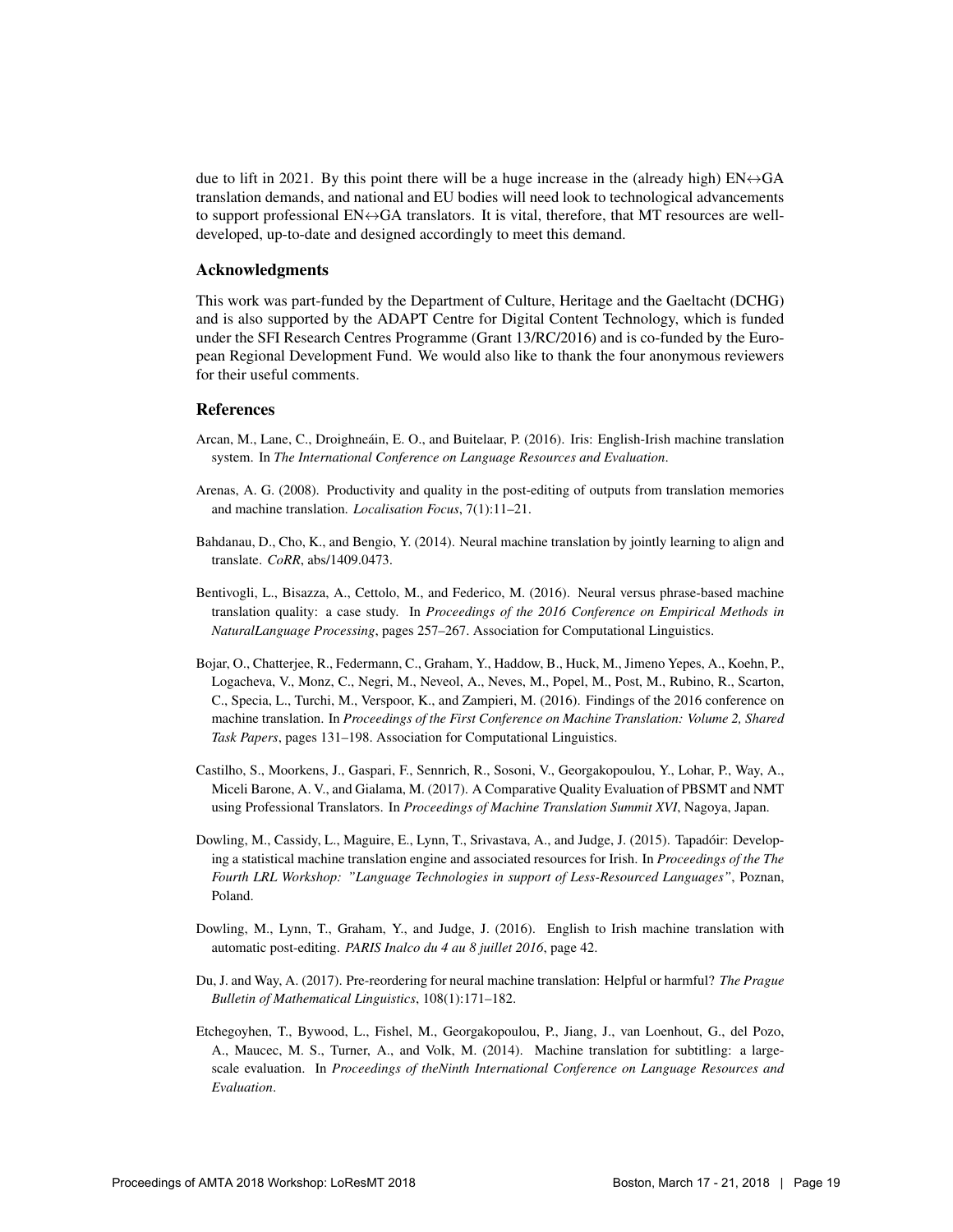due to lift in 2021. By this point there will be a huge increase in the (already high) EN↔GA translation demands, and national and EU bodies will need look to technological advancements to support professional EN↔GA translators. It is vital, therefore, that MT resources are well-developed, up-to-date and designed accordingly to meet this demand.

## Acknowledgments

This work was part-funded by the Department of Culture, Heritage and the Gaeltacht (DCHG) and is also supported by the ADAPT Centre for Digital Content Technology, which is funded under the SFI Research Centres Programme (Grant 13/RC/2016) and is co-funded by the European Regional Development Fund. We would also like to thank the four anonymous reviewers for their useful comments.

## References

Arcan, M., Lane, C., Droighneáin, E. O., and Buitelaar, P. (2016). Iris: English-Irish machine translation system. In *The International Conference on Language Resources and Evaluation*.

Arenas, A. G. (2008). Productivity and quality in the post-editing of outputs from translation memories and machine translation. *Localisation Focus*, 7(1):11–21.

Bahdanau, D., Cho, K., and Bengio, Y. (2014). Neural machine translation by jointly learning to align and translate. *CoRR*, abs/1409.0473.

Bentivogli, L., Bisazza, A., Cettolo, M., and Federico, M. (2016). Neural versus phrase-based machine translation quality: a case study. In *Proceedings of the 2016 Conference on Empirical Methods in NaturalLanguage Processing*, pages 257–267. Association for Computational Linguistics.

Bojar, O., Chatterjee, R., Federmann, C., Graham, Y., Haddow, B., Huck, M., Jimeno Yepes, A., Koehn, P., Logacheva, V., Monz, C., Negri, M., Neveol, A., Neves, M., Popel, M., Post, M., Rubino, R., Scarton, C., Specia, L., Turchi, M., Verspoor, K., and Zampieri, M. (2016). Findings of the 2016 conference on machine translation. In *Proceedings of the First Conference on Machine Translation: Volume 2, Shared Task Papers*, pages 131–198. Association for Computational Linguistics.

Castilho, S., Moorkens, J., Gaspari, F., Sennrich, R., Sosoni, V., Georgakopoulou, Y., Lohar, P., Way, A., Miceli Barone, A. V., and Gialama, M. (2017). A Comparative Quality Evaluation of PBSMT and NMT using Professional Translators. In *Proceedings of Machine Translation Summit XVI*, Nagoya, Japan.

Dowling, M., Cassidy, L., Maguire, E., Lynn, T., Srivastava, A., and Judge, J. (2015). Tapadóir: Developing a statistical machine translation engine and associated resources for Irish. In *Proceedings of the The Fourth LRL Workshop: "Language Technologies in support of Less-Resourced Languages"*, Poznan, Poland.

Dowling, M., Lynn, T., Graham, Y., and Judge, J. (2016). English to Irish machine translation with automatic post-editing. *PARIS Inalco du 4 au 8 juillet 2016*, page 42.

Du, J. and Way, A. (2017). Pre-reordering for neural machine translation: Helpful or harmful? *The Prague Bulletin of Mathematical Linguistics*, 108(1):171–182.

Etchegoyhen, T., Bywood, L., Fishel, M., Georgakopoulou, P., Jiang, J., van Loenhout, G., del Pozo, A., Maucec, M. S., Turner, A., and Volk, M. (2014). Machine translation for subtitling: a large-scale evaluation. In *Proceedings of theNinth International Conference on Language Resources and Evaluation*.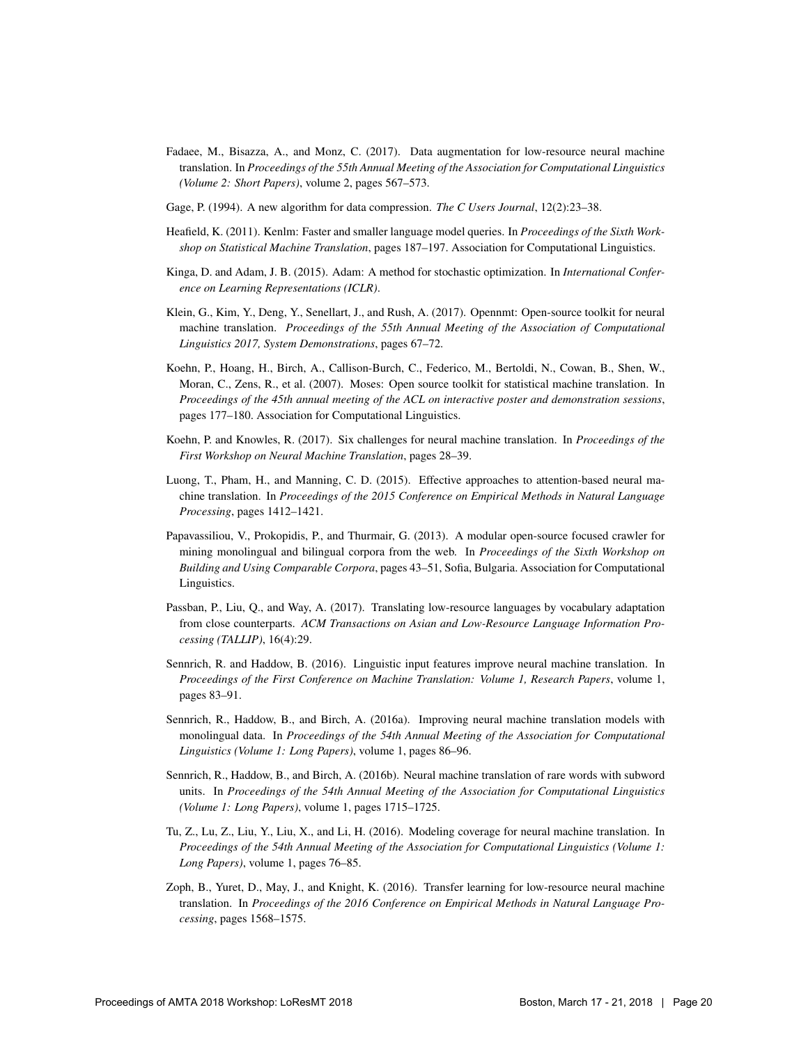Fadaee, M., Bisazza, A., and Monz, C. (2017). Data augmentation for low-resource neural machine translation. In *Proceedings of the 55th Annual Meeting of the Association for Computational Linguistics (Volume 2: Short Papers)*, volume 2, pages 567–573.

Gage, P. (1994). A new algorithm for data compression. *The C Users Journal*, 12(2):23–38.

Heafield, K. (2011). Kenlm: Faster and smaller language model queries. In *Proceedings of the Sixth Workshop on Statistical Machine Translation*, pages 187–197. Association for Computational Linguistics.

Kinga, D. and Adam, J. B. (2015). Adam: A method for stochastic optimization. In *International Conference on Learning Representations (ICLR)*.

Klein, G., Kim, Y., Deng, Y., Senellart, J., and Rush, A. (2017). Opennmt: Open-source toolkit for neural machine translation. *Proceedings of the 55th Annual Meeting of the Association of Computational Linguistics 2017, System Demonstrations*, pages 67–72.

Koehn, P., Hoang, H., Birch, A., Callison-Burch, C., Federico, M., Bertoldi, N., Cowan, B., Shen, W., Moran, C., Zens, R., et al. (2007). Moses: Open source toolkit for statistical machine translation. In *Proceedings of the 45th annual meeting of the ACL on interactive poster and demonstration sessions*, pages 177–180. Association for Computational Linguistics.

Koehn, P. and Knowles, R. (2017). Six challenges for neural machine translation. In *Proceedings of the First Workshop on Neural Machine Translation*, pages 28–39.

Luong, T., Pham, H., and Manning, C. D. (2015). Effective approaches to attention-based neural machine translation. In *Proceedings of the 2015 Conference on Empirical Methods in Natural Language Processing*, pages 1412–1421.

Papavassiliou, V., Prokopidis, P., and Thurmair, G. (2013). A modular open-source focused crawler for mining monolingual and bilingual corpora from the web. In *Proceedings of the Sixth Workshop on Building and Using Comparable Corpora*, pages 43–51, Sofia, Bulgaria. Association for Computational Linguistics.

Passban, P., Liu, Q., and Way, A. (2017). Translating low-resource languages by vocabulary adaptation from close counterparts. *ACM Transactions on Asian and Low-Resource Language Information Processing (TALLIP)*, 16(4):29.

Sennrich, R. and Haddow, B. (2016). Linguistic input features improve neural machine translation. In *Proceedings of the First Conference on Machine Translation: Volume 1, Research Papers*, volume 1, pages 83–91.

Sennrich, R., Haddow, B., and Birch, A. (2016a). Improving neural machine translation models with monolingual data. In *Proceedings of the 54th Annual Meeting of the Association for Computational Linguistics (Volume 1: Long Papers)*, volume 1, pages 86–96.

Sennrich, R., Haddow, B., and Birch, A. (2016b). Neural machine translation of rare words with subword units. In *Proceedings of the 54th Annual Meeting of the Association for Computational Linguistics (Volume 1: Long Papers)*, volume 1, pages 1715–1725.

Tu, Z., Lu, Z., Liu, Y., Liu, X., and Li, H. (2016). Modeling coverage for neural machine translation. In *Proceedings of the 54th Annual Meeting of the Association for Computational Linguistics (Volume 1: Long Papers)*, volume 1, pages 76–85.

Zoph, B., Yuret, D., May, J., and Knight, K. (2016). Transfer learning for low-resource neural machine translation. In *Proceedings of the 2016 Conference on Empirical Methods in Natural Language Processing*, pages 1568–1575.